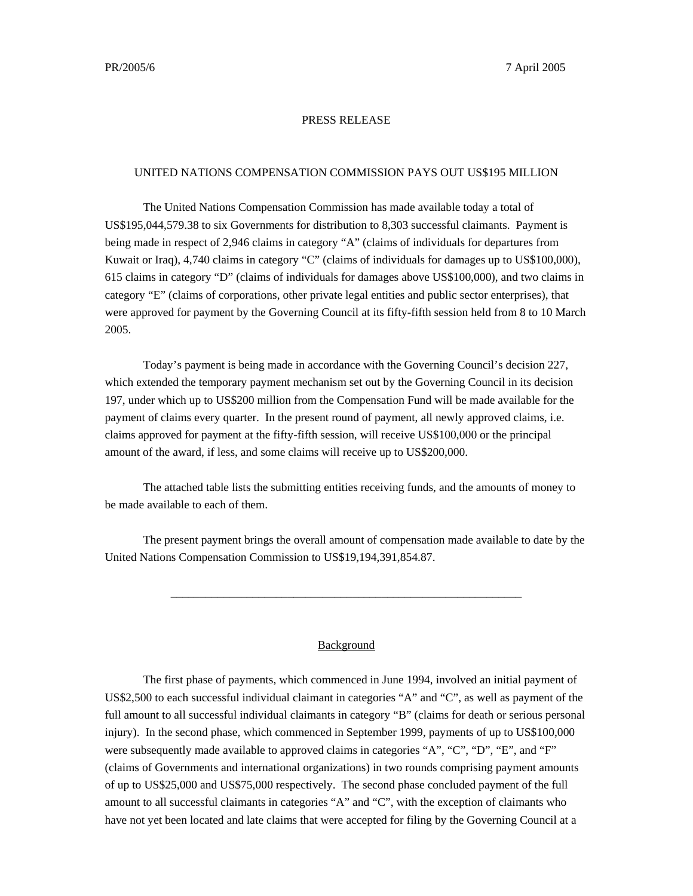PR/2005/6 7 April 2005

PRESS RELEASE

UNITED NATIONS COMPENSATION COMMISSION PAYS OUT US$195 MILLION

The United Nations Compensation Commission has made available today a total of US$195,044,579.38 to six Governments for distribution to 8,303 successful claimants. Payment is being made in respect of 2,946 claims in category "A" (claims of individuals for departures from Kuwait or Iraq), 4,740 claims in category "C" (claims of individuals for damages up to US$100,000), 615 claims in category "D" (claims of individuals for damages above US$100,000), and two claims in category "E" (claims of corporations, other private legal entities and public sector enterprises), that were approved for payment by the Governing Council at its fifty-fifth session held from 8 to 10 March 2005.

Today's payment is being made in accordance with the Governing Council's decision 227, which extended the temporary payment mechanism set out by the Governing Council in its decision 197, under which up to US$200 million from the Compensation Fund will be made available for the payment of claims every quarter. In the present round of payment, all newly approved claims, i.e. claims approved for payment at the fifty-fifth session, will receive US$100,000 or the principal amount of the award, if less, and some claims will receive up to US$200,000.

The attached table lists the submitting entities receiving funds, and the amounts of money to be made available to each of them.

The present payment brings the overall amount of compensation made available to date by the United Nations Compensation Commission to US$19,194,391,854.87.

---

## Background

The first phase of payments, which commenced in June 1994, involved an initial payment of US$2,500 to each successful individual claimant in categories "A" and "C", as well as payment of the full amount to all successful individual claimants in category "B" (claims for death or serious personal injury). In the second phase, which commenced in September 1999, payments of up to US$100,000 were subsequently made available to approved claims in categories "A", "C", "D", "E", and "F" (claims of Governments and international organizations) in two rounds comprising payment amounts of up to US$25,000 and US$75,000 respectively. The second phase concluded payment of the full amount to all successful claimants in categories "A" and "C", with the exception of claimants who have not yet been located and late claims that were accepted for filing by the Governing Council at a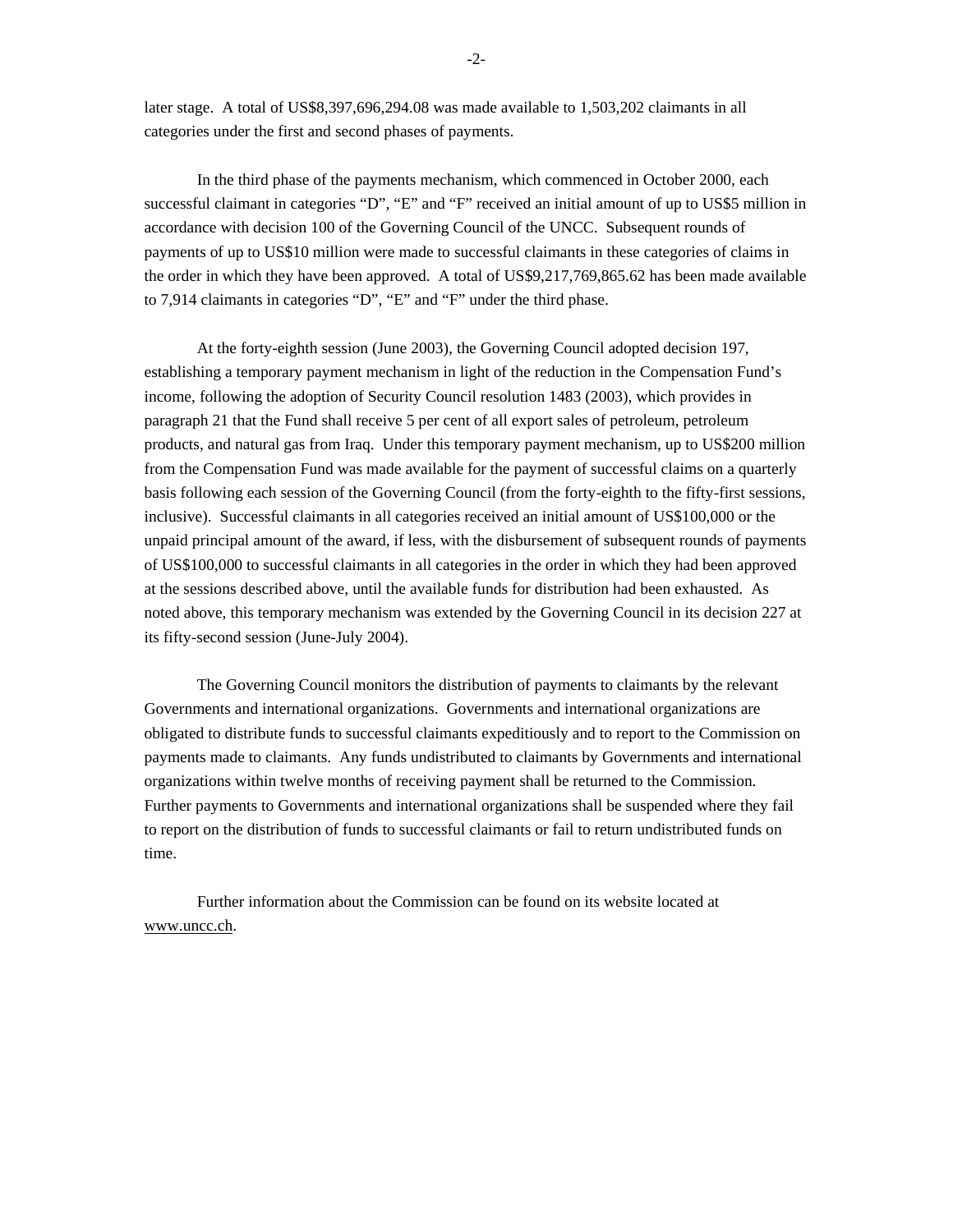later stage. A total of US$8,397,696,294.08 was made available to 1,503,202 claimants in all categories under the first and second phases of payments.

In the third phase of the payments mechanism, which commenced in October 2000, each successful claimant in categories "D", "E" and "F" received an initial amount of up to US$5 million in accordance with decision 100 of the Governing Council of the UNCC. Subsequent rounds of payments of up to US$10 million were made to successful claimants in these categories of claims in the order in which they have been approved. A total of US$9,217,769,865.62 has been made available to 7,914 claimants in categories "D", "E" and "F" under the third phase.

At the forty-eighth session (June 2003), the Governing Council adopted decision 197, establishing a temporary payment mechanism in light of the reduction in the Compensation Fund's income, following the adoption of Security Council resolution 1483 (2003), which provides in paragraph 21 that the Fund shall receive 5 per cent of all export sales of petroleum, petroleum products, and natural gas from Iraq. Under this temporary payment mechanism, up to US$200 million from the Compensation Fund was made available for the payment of successful claims on a quarterly basis following each session of the Governing Council (from the forty-eighth to the fifty-first sessions, inclusive). Successful claimants in all categories received an initial amount of US$100,000 or the unpaid principal amount of the award, if less, with the disbursement of subsequent rounds of payments of US$100,000 to successful claimants in all categories in the order in which they had been approved at the sessions described above, until the available funds for distribution had been exhausted. As noted above, this temporary mechanism was extended by the Governing Council in its decision 227 at its fifty-second session (June-July 2004).

The Governing Council monitors the distribution of payments to claimants by the relevant Governments and international organizations. Governments and international organizations are obligated to distribute funds to successful claimants expeditiously and to report to the Commission on payments made to claimants. Any funds undistributed to claimants by Governments and international organizations within twelve months of receiving payment shall be returned to the Commission. Further payments to Governments and international organizations shall be suspended where they fail to report on the distribution of funds to successful claimants or fail to return undistributed funds on time.

Further information about the Commission can be found on its website located at www.uncc.ch.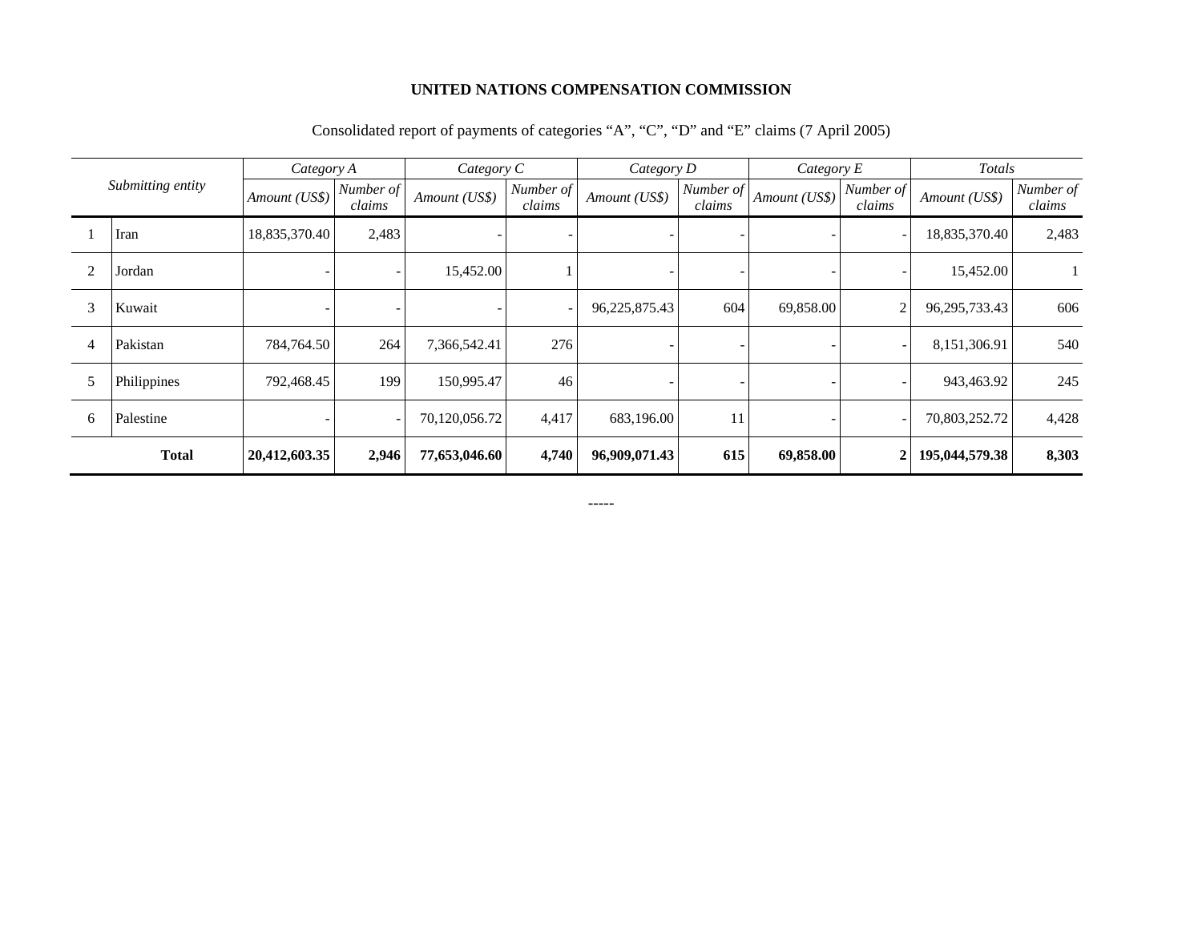**UNITED NATIONS COMPENSATION COMMISSION**

Consolidated report of payments of categories “A”, “C”, “D” and “E” claims (7 April 2005)

| *Submitting entity* | | *Category A* | | *Category C* | | *Category D* | | *Category E* | | *Totals* | |
|---|---|---|---|---|---|---|---|---|---|---|---|
| | | *Amount (US$)* | *Number of claims* | *Amount (US$)* | *Number of claims* | *Amount (US$)* | *Number of claims* | *Amount (US$)* | *Number of claims* | *Amount (US$)* | *Number of claims* |
| 1 | Iran | 18,835,370.40 | 2,483 | - | - | - | - | - | - | 18,835,370.40 | 2,483 |
| 2 | Jordan | - | - | 15,452.00 | 1 | - | - | - | - | 15,452.00 | 1 |
| 3 | Kuwait | - | - | - | - | 96,225,875.43 | 604 | 69,858.00 | 2 | 96,295,733.43 | 606 |
| 4 | Pakistan | 784,764.50 | 264 | 7,366,542.41 | 276 | - | - | - | - | 8,151,306.91 | 540 |
| 5 | Philippines | 792,468.45 | 199 | 150,995.47 | 46 | - | - | - | - | 943,463.92 | 245 |
| 6 | Palestine | - | - | 70,120,056.72 | 4,417 | 683,196.00 | 11 | - | - | 70,803,252.72 | 4,428 |
| **Total** | | **20,412,603.35** | **2,946** | **77,653,046.60** | **4,740** | **96,909,071.43** | **615** | **69,858.00** | **2** | **195,044,579.38** | **8,303** |

-----